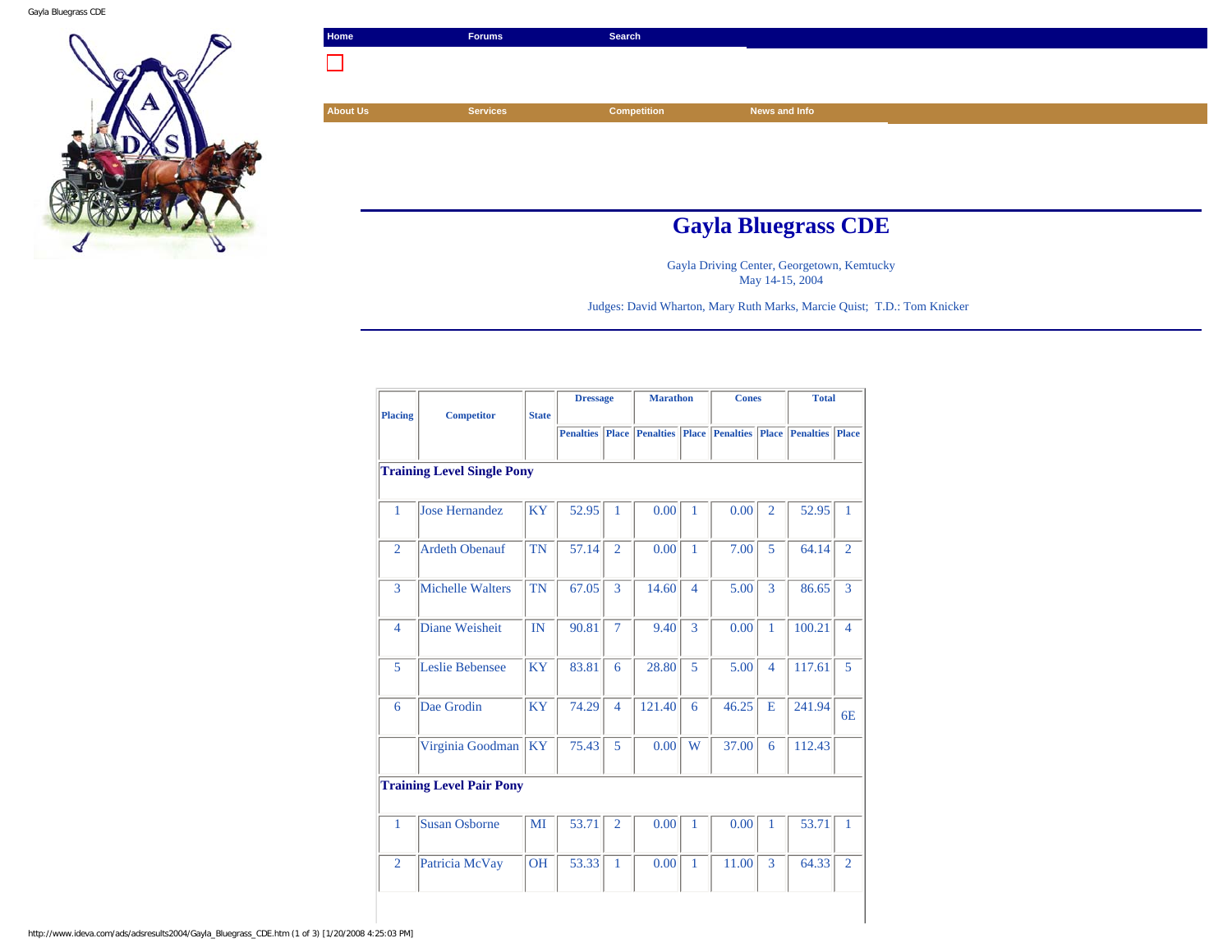Home | Forums | Search

About Us | Services | Competition | News and Info

# Gayla Bluegrass CDE

Gayla Driving Center, Georgetown, Kemtucky
May 14-15, 2004

Judges: David Wharton, Mary Ruth Marks, Marcie Quist; T.D.: Tom Knicker

| Placing | Competitor | State | Dressage | | Marathon | | Cones | | Total | |
|---|---|---|---|---|---|---|---|---|---|---|
| | | | Penalties | Place | Penalties | Place | Penalties | Place | Penalties | Place |
| **Training Level Single Pony** | | | | | | | | | | |
| 1 | Jose Hernandez | KY | 52.95 | 1 | 0.00 | 1 | 0.00 | 2 | 52.95 | 1 |
| 2 | Ardeth Obenauf | TN | 57.14 | 2 | 0.00 | 1 | 7.00 | 5 | 64.14 | 2 |
| 3 | Michelle Walters | TN | 67.05 | 3 | 14.60 | 4 | 5.00 | 3 | 86.65 | 3 |
| 4 | Diane Weisheit | IN | 90.81 | 7 | 9.40 | 3 | 0.00 | 1 | 100.21 | 4 |
| 5 | Leslie Bebensee | KY | 83.81 | 6 | 28.80 | 5 | 5.00 | 4 | 117.61 | 5 |
| 6 | Dae Grodin | KY | 74.29 | 4 | 121.40 | 6 | 46.25 | E | 241.94 | 6E |
| | Virginia Goodman | KY | 75.43 | 5 | 0.00 | W | 37.00 | 6 | 112.43 | |
| **Training Level Pair Pony** | | | | | | | | | | |
| 1 | Susan Osborne | MI | 53.71 | 2 | 0.00 | 1 | 0.00 | 1 | 53.71 | 1 |
| 2 | Patricia McVay | OH | 53.33 | 1 | 0.00 | 1 | 11.00 | 3 | 64.33 | 2 |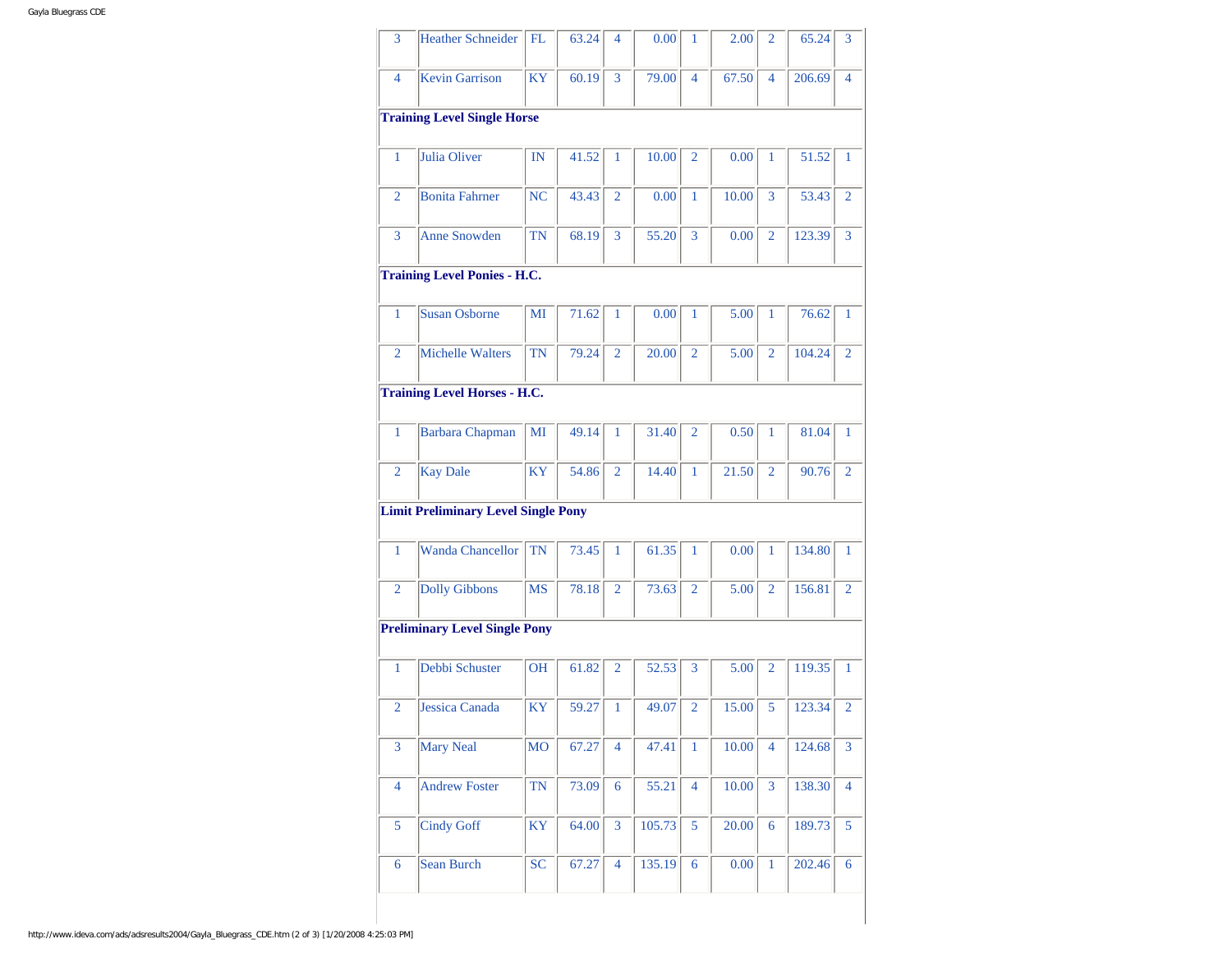| | | | | | | | | | | |
|---|---|---|---|---|---|---|---|---|---|---|
| 3 | Heather Schneider | FL | 63.24 | 4 | 0.00 | 1 | 2.00 | 2 | 65.24 | 3 |
| 4 | Kevin Garrison | KY | 60.19 | 3 | 79.00 | 4 | 67.50 | 4 | 206.69 | 4 |
| **Training Level Single Horse** | | | | | | | | | | |
| 1 | Julia Oliver | IN | 41.52 | 1 | 10.00 | 2 | 0.00 | 1 | 51.52 | 1 |
| 2 | Bonita Fahrner | NC | 43.43 | 2 | 0.00 | 1 | 10.00 | 3 | 53.43 | 2 |
| 3 | Anne Snowden | TN | 68.19 | 3 | 55.20 | 3 | 0.00 | 2 | 123.39 | 3 |
| **Training Level Ponies - H.C.** | | | | | | | | | | |
| 1 | Susan Osborne | MI | 71.62 | 1 | 0.00 | 1 | 5.00 | 1 | 76.62 | 1 |
| 2 | Michelle Walters | TN | 79.24 | 2 | 20.00 | 2 | 5.00 | 2 | 104.24 | 2 |
| **Training Level Horses - H.C.** | | | | | | | | | | |
| 1 | Barbara Chapman | MI | 49.14 | 1 | 31.40 | 2 | 0.50 | 1 | 81.04 | 1 |
| 2 | Kay Dale | KY | 54.86 | 2 | 14.40 | 1 | 21.50 | 2 | 90.76 | 2 |
| **Limit Preliminary Level Single Pony** | | | | | | | | | | |
| 1 | Wanda Chancellor | TN | 73.45 | 1 | 61.35 | 1 | 0.00 | 1 | 134.80 | 1 |
| 2 | Dolly Gibbons | MS | 78.18 | 2 | 73.63 | 2 | 5.00 | 2 | 156.81 | 2 |
| **Preliminary Level Single Pony** | | | | | | | | | | |
| 1 | Debbi Schuster | OH | 61.82 | 2 | 52.53 | 3 | 5.00 | 2 | 119.35 | 1 |
| 2 | Jessica Canada | KY | 59.27 | 1 | 49.07 | 2 | 15.00 | 5 | 123.34 | 2 |
| 3 | Mary Neal | MO | 67.27 | 4 | 47.41 | 1 | 10.00 | 4 | 124.68 | 3 |
| 4 | Andrew Foster | TN | 73.09 | 6 | 55.21 | 4 | 10.00 | 3 | 138.30 | 4 |
| 5 | Cindy Goff | KY | 64.00 | 3 | 105.73 | 5 | 20.00 | 6 | 189.73 | 5 |
| 6 | Sean Burch | SC | 67.27 | 4 | 135.19 | 6 | 0.00 | 1 | 202.46 | 6 |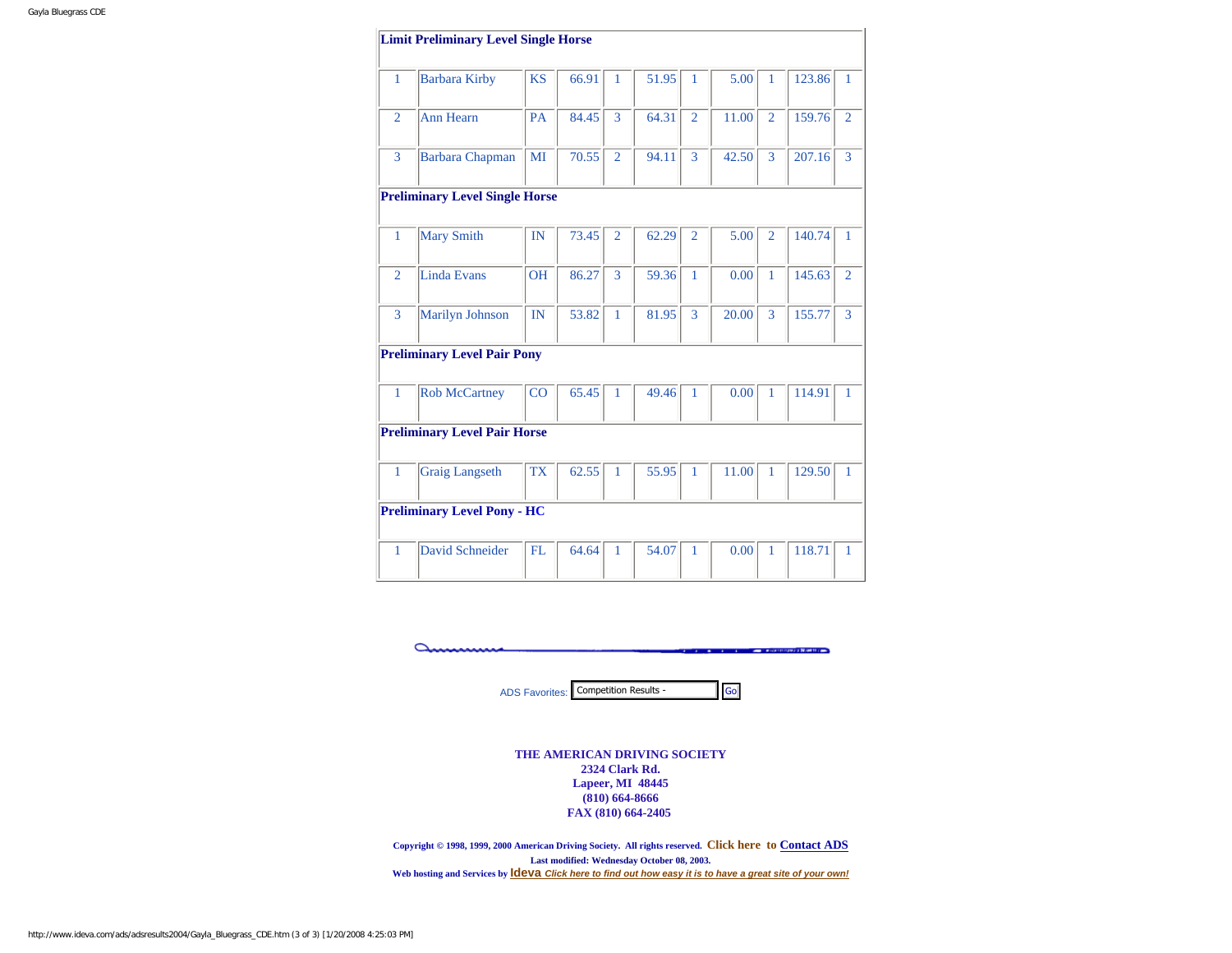| | | | | | | | | | | |
|---|---|---|---|---|---|---|---|---|---|---|
| **Limit Preliminary Level Single Horse** | | | | | | | | | | |
| 1 | Barbara Kirby | KS | 66.91 | 1 | 51.95 | 1 | 5.00 | 1 | 123.86 | 1 |
| 2 | Ann Hearn | PA | 84.45 | 3 | 64.31 | 2 | 11.00 | 2 | 159.76 | 2 |
| 3 | Barbara Chapman | MI | 70.55 | 2 | 94.11 | 3 | 42.50 | 3 | 207.16 | 3 |
| **Preliminary Level Single Horse** | | | | | | | | | | |
| 1 | Mary Smith | IN | 73.45 | 2 | 62.29 | 2 | 5.00 | 2 | 140.74 | 1 |
| 2 | Linda Evans | OH | 86.27 | 3 | 59.36 | 1 | 0.00 | 1 | 145.63 | 2 |
| 3 | Marilyn Johnson | IN | 53.82 | 1 | 81.95 | 3 | 20.00 | 3 | 155.77 | 3 |
| **Preliminary Level Pair Pony** | | | | | | | | | | |
| 1 | Rob McCartney | CO | 65.45 | 1 | 49.46 | 1 | 0.00 | 1 | 114.91 | 1 |
| **Preliminary Level Pair Horse** | | | | | | | | | | |
| 1 | Graig Langseth | TX | 62.55 | 1 | 55.95 | 1 | 11.00 | 1 | 129.50 | 1 |
| **Preliminary Level Pony - HC** | | | | | | | | | | |
| 1 | David Schneider | FL | 64.64 | 1 | 54.07 | 1 | 0.00 | 1 | 118.71 | 1 |

ADS Favorites: Competition Results - Go

**THE AMERICAN DRIVING SOCIETY**
**2324 Clark Rd.**
**Lapeer, MI 48445**
**(810) 664-8666**
**FAX (810) 664-2405**

**Copyright © 1998, 1999, 2000 American Driving Society. All rights reserved. Click here to Contact ADS**
**Last modified: Wednesday October 08, 2003.**
**Web hosting and Services by Ideva** ***Click here to find out how easy it is to have a great site of your own!***